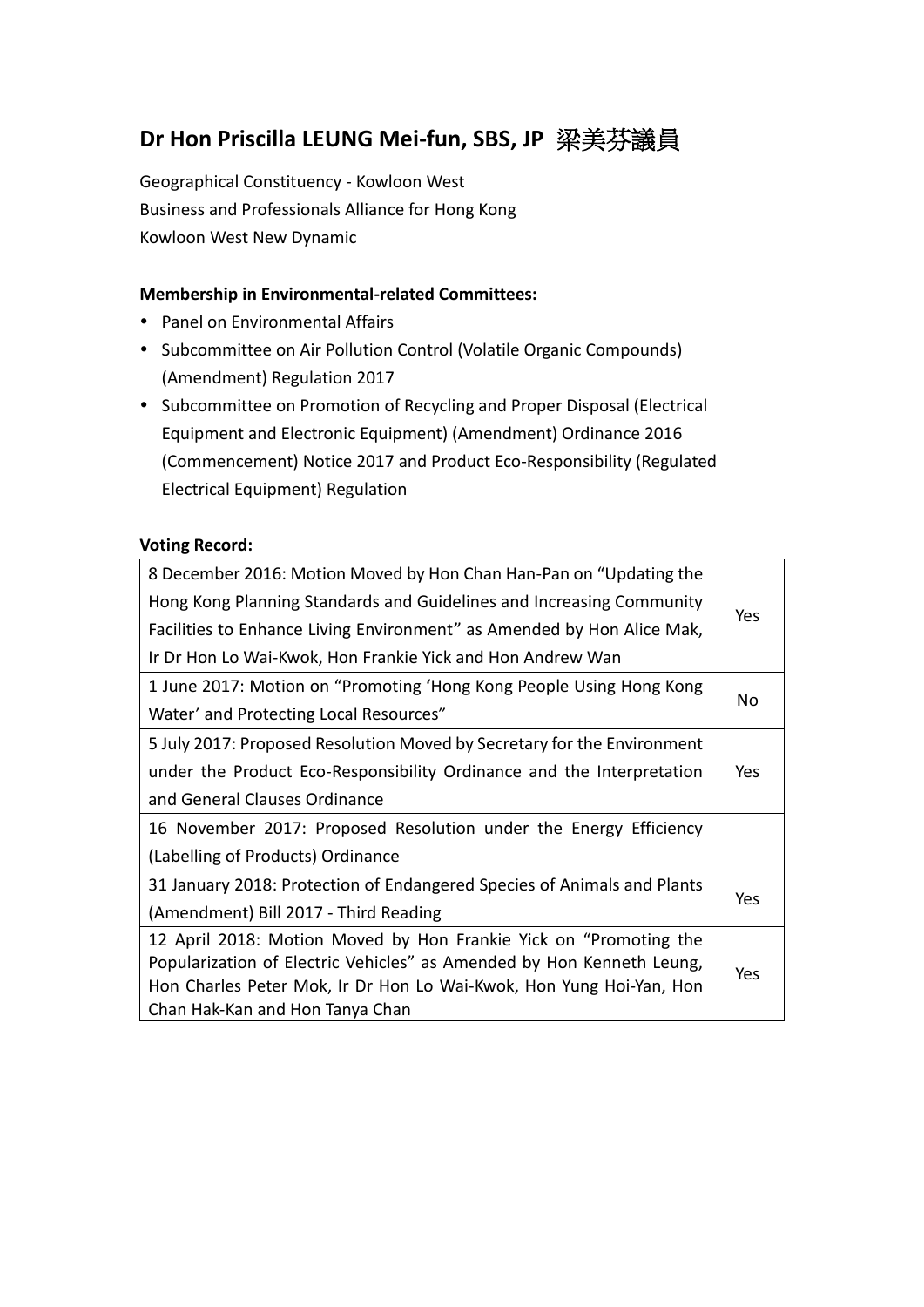## Dr Hon Priscilla LEUNG Mei-fun, SBS, JP 梁美芬議員

Geographical Constituency - Kowloon West
Business and Professionals Alliance for Hong Kong
Kowloon West New Dynamic

**Membership in Environmental-related Committees:**

- Panel on Environmental Affairs
- Subcommittee on Air Pollution Control (Volatile Organic Compounds) (Amendment) Regulation 2017
- Subcommittee on Promotion of Recycling and Proper Disposal (Electrical Equipment and Electronic Equipment) (Amendment) Ordinance 2016 (Commencement) Notice 2017 and Product Eco-Responsibility (Regulated Electrical Equipment) Regulation

**Voting Record:**

| | |
|---|---|
| 8 December 2016: Motion Moved by Hon Chan Han-Pan on "Updating the Hong Kong Planning Standards and Guidelines and Increasing Community Facilities to Enhance Living Environment" as Amended by Hon Alice Mak, Ir Dr Hon Lo Wai-Kwok, Hon Frankie Yick and Hon Andrew Wan | Yes |
| 1 June 2017: Motion on "Promoting 'Hong Kong People Using Hong Kong Water' and Protecting Local Resources" | No |
| 5 July 2017: Proposed Resolution Moved by Secretary for the Environment under the Product Eco-Responsibility Ordinance and the Interpretation and General Clauses Ordinance | Yes |
| 16 November 2017: Proposed Resolution under the Energy Efficiency (Labelling of Products) Ordinance | |
| 31 January 2018: Protection of Endangered Species of Animals and Plants (Amendment) Bill 2017 - Third Reading | Yes |
| 12 April 2018: Motion Moved by Hon Frankie Yick on "Promoting the Popularization of Electric Vehicles" as Amended by Hon Kenneth Leung, Hon Charles Peter Mok, Ir Dr Hon Lo Wai-Kwok, Hon Yung Hoi-Yan, Hon Chan Hak-Kan and Hon Tanya Chan | Yes |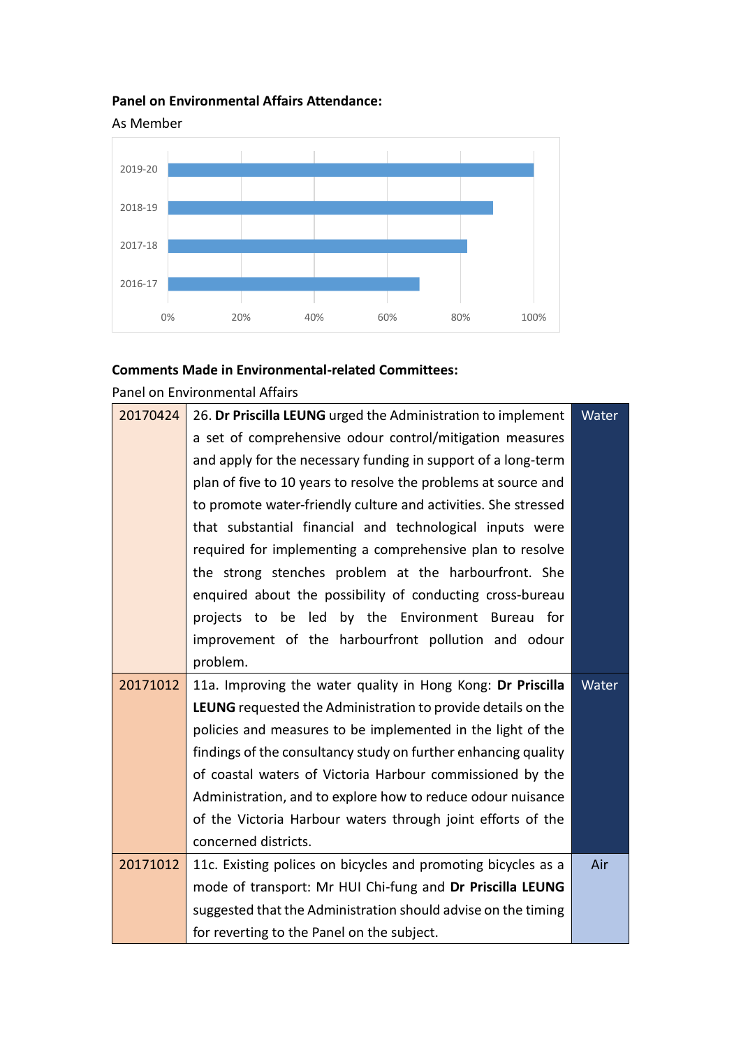**Panel on Environmental Affairs Attendance:**

As Member

**Comments Made in Environmental-related Committees:**

Panel on Environmental Affairs

| | | |
|---|---|---|
| 20170424 | 26. **Dr Priscilla LEUNG** urged the Administration to implement a set of comprehensive odour control/mitigation measures and apply for the necessary funding in support of a long-term plan of five to 10 years to resolve the problems at source and to promote water-friendly culture and activities. She stressed that substantial financial and technological inputs were required for implementing a comprehensive plan to resolve the strong stenches problem at the harbourfront. She enquired about the possibility of conducting cross-bureau projects to be led by the Environment Bureau for improvement of the harbourfront pollution and odour problem. | Water |
| 20171012 | 11a. Improving the water quality in Hong Kong: **Dr Priscilla LEUNG** requested the Administration to provide details on the policies and measures to be implemented in the light of the findings of the consultancy study on further enhancing quality of coastal waters of Victoria Harbour commissioned by the Administration, and to explore how to reduce odour nuisance of the Victoria Harbour waters through joint efforts of the concerned districts. | Water |
| 20171012 | 11c. Existing polices on bicycles and promoting bicycles as a mode of transport: Mr HUI Chi-fung and **Dr Priscilla LEUNG** suggested that the Administration should advise on the timing for reverting to the Panel on the subject. | Air |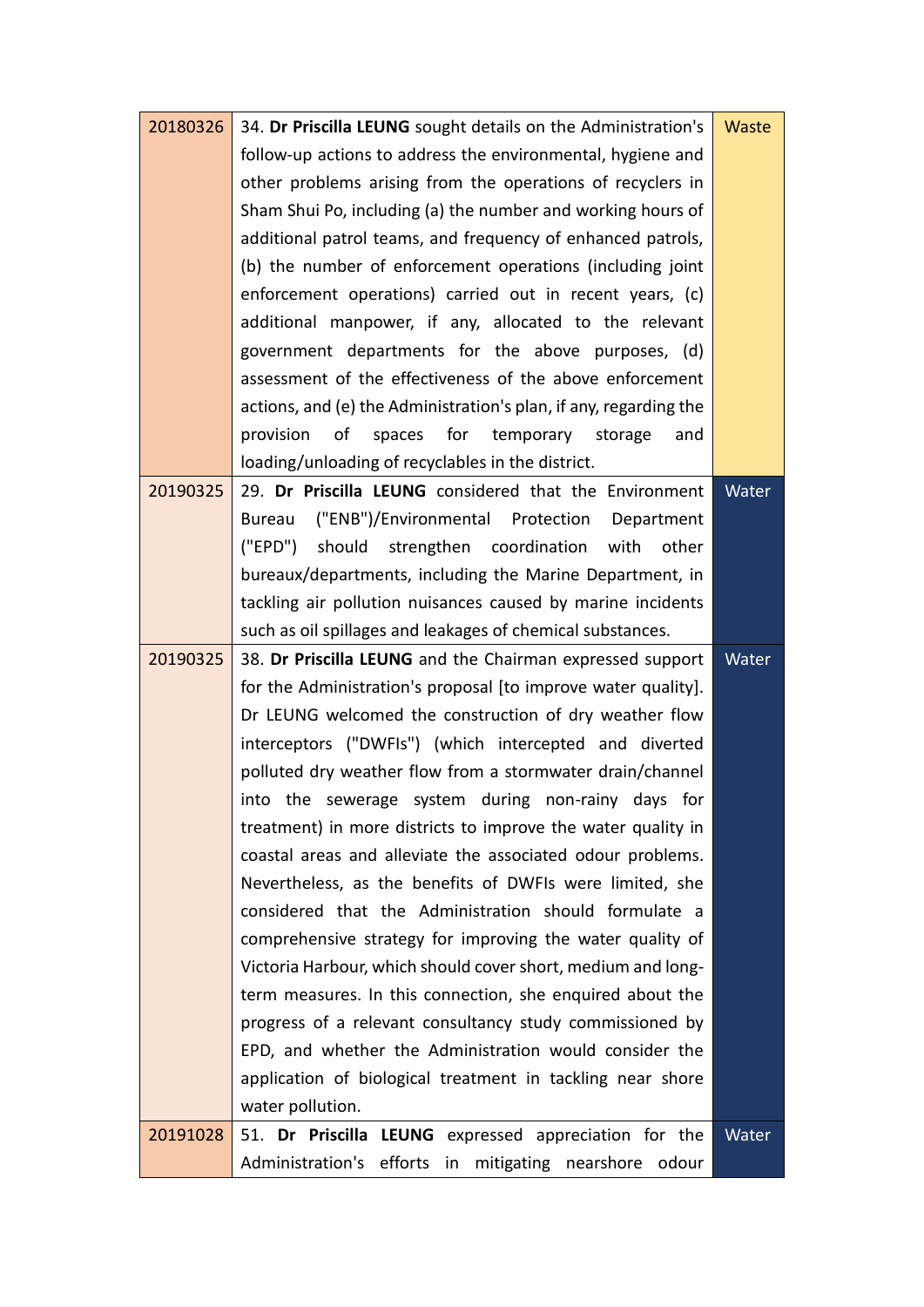| | | |
|---|---|---|
| 20180326 | 34. **Dr Priscilla LEUNG** sought details on the Administration's follow-up actions to address the environmental, hygiene and other problems arising from the operations of recyclers in Sham Shui Po, including (a) the number and working hours of additional patrol teams, and frequency of enhanced patrols, (b) the number of enforcement operations (including joint enforcement operations) carried out in recent years, (c) additional manpower, if any, allocated to the relevant government departments for the above purposes, (d) assessment of the effectiveness of the above enforcement actions, and (e) the Administration's plan, if any, regarding the provision of spaces for temporary storage and loading/unloading of recyclables in the district. | Waste |
| 20190325 | 29. **Dr Priscilla LEUNG** considered that the Environment Bureau ("ENB")/Environmental Protection Department ("EPD") should strengthen coordination with other bureaux/departments, including the Marine Department, in tackling air pollution nuisances caused by marine incidents such as oil spillages and leakages of chemical substances. | Water |
| 20190325 | 38. **Dr Priscilla LEUNG** and the Chairman expressed support for the Administration's proposal [to improve water quality]. Dr LEUNG welcomed the construction of dry weather flow interceptors ("DWFIs") (which intercepted and diverted polluted dry weather flow from a stormwater drain/channel into the sewerage system during non-rainy days for treatment) in more districts to improve the water quality in coastal areas and alleviate the associated odour problems. Nevertheless, as the benefits of DWFIs were limited, she considered that the Administration should formulate a comprehensive strategy for improving the water quality of Victoria Harbour, which should cover short, medium and long-term measures. In this connection, she enquired about the progress of a relevant consultancy study commissioned by EPD, and whether the Administration would consider the application of biological treatment in tackling near shore water pollution. | Water |
| 20191028 | 51. **Dr Priscilla LEUNG** expressed appreciation for the Administration's efforts in mitigating nearshore odour | Water |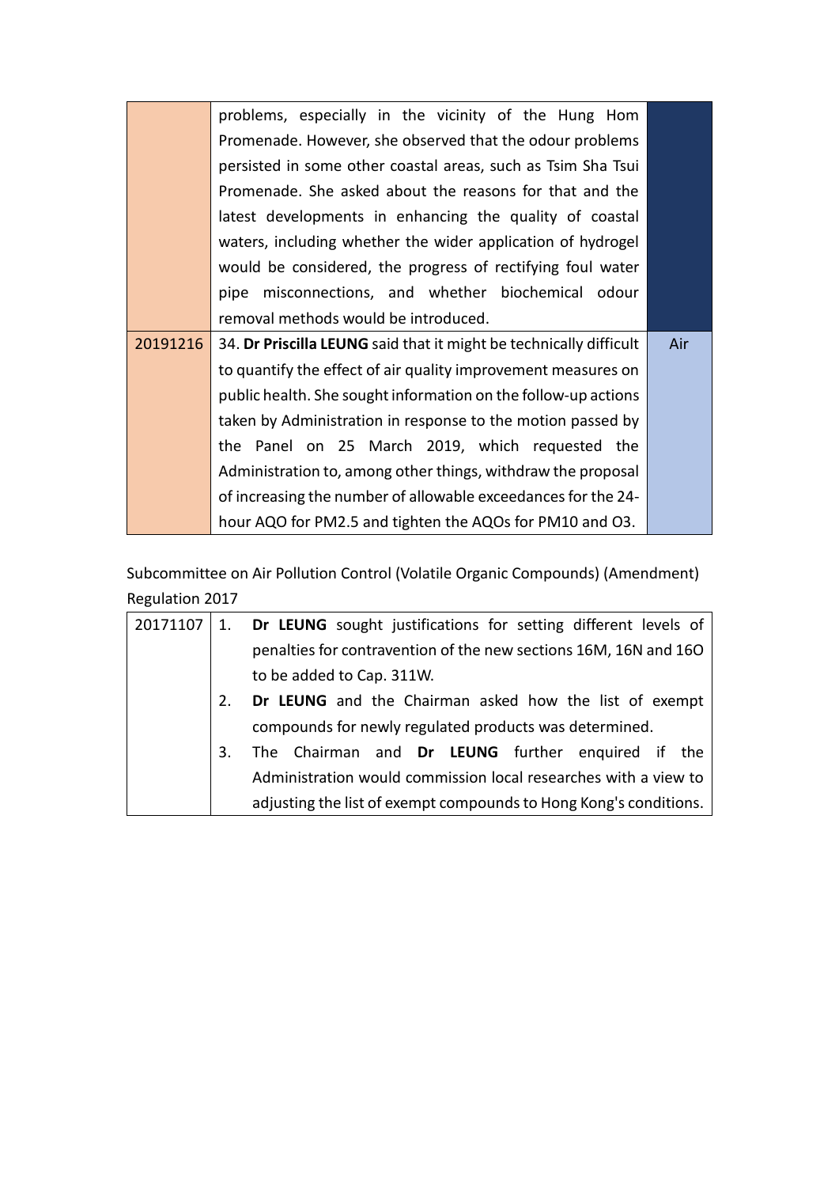| | | |
|---|---|---|
| | problems, especially in the vicinity of the Hung Hom Promenade. However, she observed that the odour problems persisted in some other coastal areas, such as Tsim Sha Tsui Promenade. She asked about the reasons for that and the latest developments in enhancing the quality of coastal waters, including whether the wider application of hydrogel would be considered, the progress of rectifying foul water pipe misconnections, and whether biochemical odour removal methods would be introduced. | |
| 20191216 | 34. **Dr Priscilla LEUNG** said that it might be technically difficult to quantify the effect of air quality improvement measures on public health. She sought information on the follow-up actions taken by Administration in response to the motion passed by the Panel on 25 March 2019, which requested the Administration to, among other things, withdraw the proposal of increasing the number of allowable exceedances for the 24-hour AQO for PM2.5 and tighten the AQOs for PM10 and O3. | Air |

Subcommittee on Air Pollution Control (Volatile Organic Compounds) (Amendment) Regulation 2017

| | |
|---|---|
| 20171107 | 1. **Dr LEUNG** sought justifications for setting different levels of penalties for contravention of the new sections 16M, 16N and 16O to be added to Cap. 311W.<br>2. **Dr LEUNG** and the Chairman asked how the list of exempt compounds for newly regulated products was determined.<br>3. The Chairman and **Dr LEUNG** further enquired if the Administration would commission local researches with a view to adjusting the list of exempt compounds to Hong Kong's conditions. |